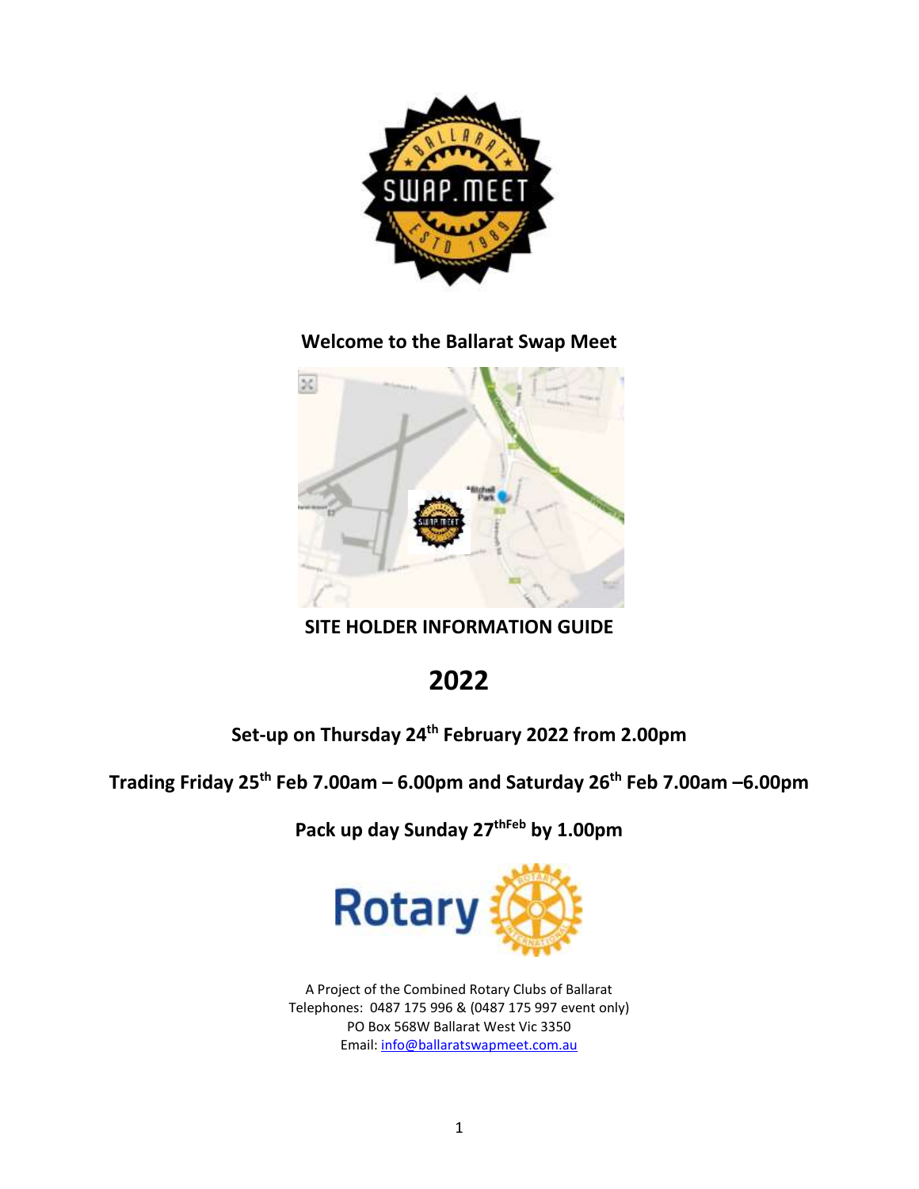**Welcome to the Ballarat Swap Meet**

# SITE HOLDER INFORMATION GUIDE

# 2022

**Set-up on Thursday 24th February 2022 from 2.00pm**

**Trading Friday 25th Feb 7.00am – 6.00pm and Saturday 26th Feb 7.00am –6.00pm**

**Pack up day Sunday 27thFeb by 1.00pm**

A Project of the Combined Rotary Clubs of Ballarat
Telephones: 0487 175 996 & (0487 175 997 event only)
PO Box 568W Ballarat West Vic 3350
Email: info@ballaratswapmeet.com.au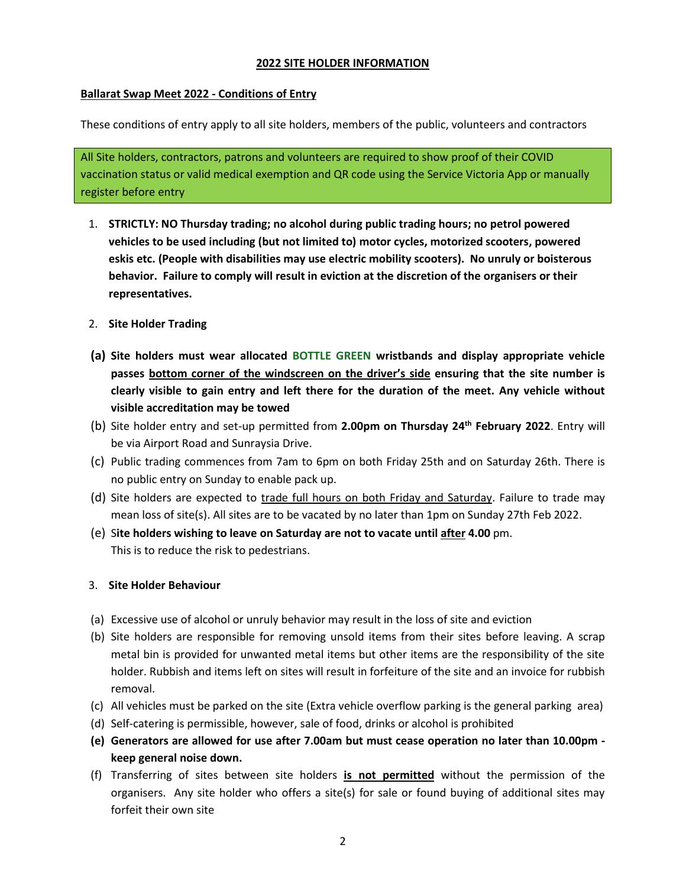# 2022 SITE HOLDER INFORMATION

## Ballarat Swap Meet 2022 - Conditions of Entry

These conditions of entry apply to all site holders, members of the public, volunteers and contractors

All Site holders, contractors, patrons and volunteers are required to show proof of their COVID vaccination status or valid medical exemption and QR code using the Service Victoria App or manually register before entry

1. **STRICTLY: NO Thursday trading; no alcohol during public trading hours; no petrol powered vehicles to be used including (but not limited to) motor cycles, motorized scooters, powered eskis etc. (People with disabilities may use electric mobility scooters). No unruly or boisterous behavior. Failure to comply will result in eviction at the discretion of the organisers or their representatives.**

2. **Site Holder Trading**

(a) **Site holders must wear allocated BOTTLE GREEN wristbands and display appropriate vehicle passes bottom corner of the windscreen on the driver's side ensuring that the site number is clearly visible to gain entry and left there for the duration of the meet. Any vehicle without visible accreditation may be towed**

(b) Site holder entry and set-up permitted from **2.00pm on Thursday 24th February 2022**. Entry will be via Airport Road and Sunraysia Drive.

(c) Public trading commences from 7am to 6pm on both Friday 25th and on Saturday 26th. There is no public entry on Sunday to enable pack up.

(d) Site holders are expected to trade full hours on both Friday and Saturday. Failure to trade may mean loss of site(s). All sites are to be vacated by no later than 1pm on Sunday 27th Feb 2022.

(e) S**ite holders wishing to leave on Saturday are not to vacate until after 4.00** pm. This is to reduce the risk to pedestrians.

3. **Site Holder Behaviour**

(a) Excessive use of alcohol or unruly behavior may result in the loss of site and eviction

(b) Site holders are responsible for removing unsold items from their sites before leaving. A scrap metal bin is provided for unwanted metal items but other items are the responsibility of the site holder. Rubbish and items left on sites will result in forfeiture of the site and an invoice for rubbish removal.

(c) All vehicles must be parked on the site (Extra vehicle overflow parking is the general parking area)

(d) Self-catering is permissible, however, sale of food, drinks or alcohol is prohibited

(e) **Generators are allowed for use after 7.00am but must cease operation no later than 10.00pm - keep general noise down.**

(f) Transferring of sites between site holders **is not permitted** without the permission of the organisers. Any site holder who offers a site(s) for sale or found buying of additional sites may forfeit their own site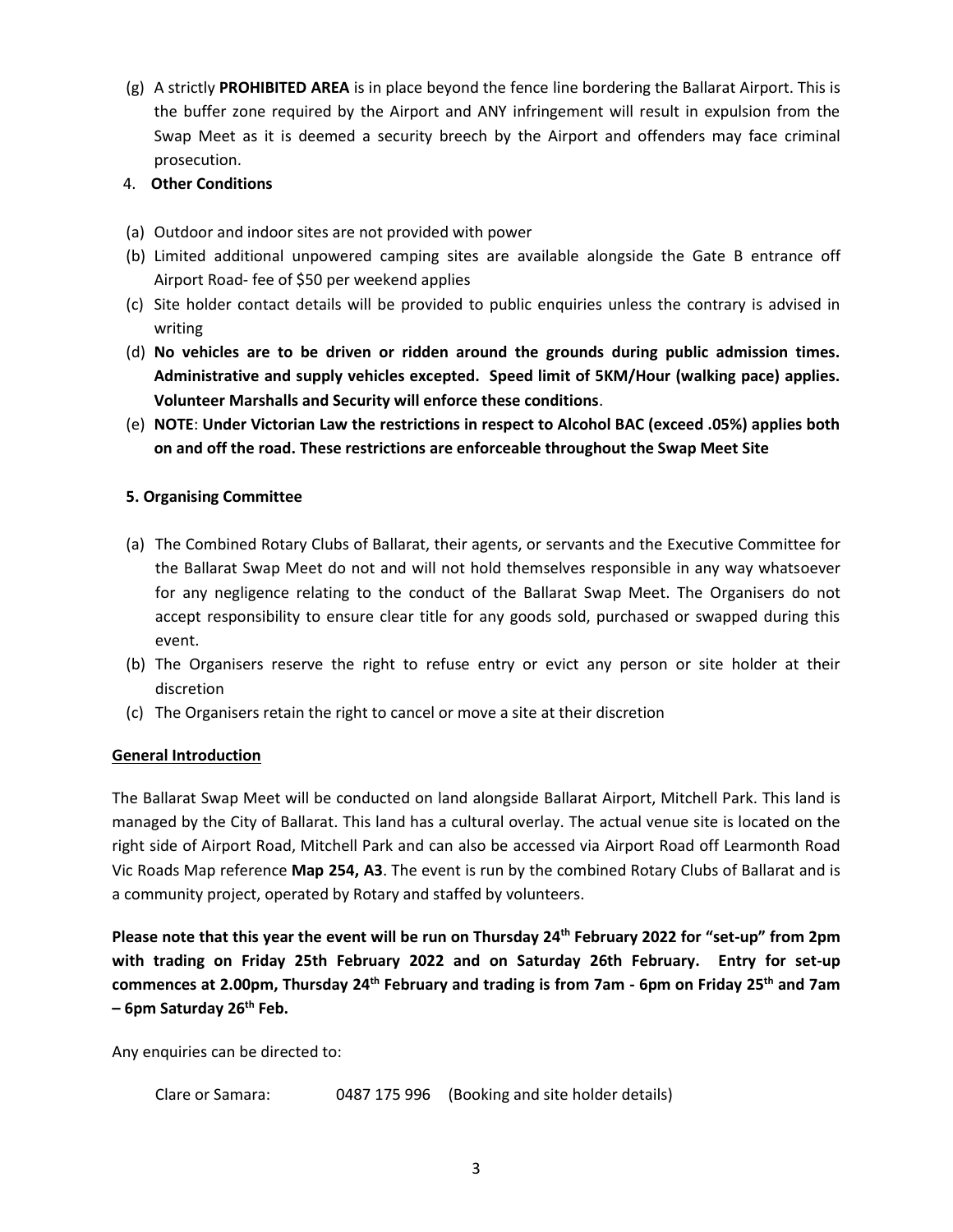(g) A strictly **PROHIBITED AREA** is in place beyond the fence line bordering the Ballarat Airport. This is the buffer zone required by the Airport and ANY infringement will result in expulsion from the Swap Meet as it is deemed a security breech by the Airport and offenders may face criminal prosecution.

4. **Other Conditions**

(a) Outdoor and indoor sites are not provided with power

(b) Limited additional unpowered camping sites are available alongside the Gate B entrance off Airport Road- fee of $50 per weekend applies

(c) Site holder contact details will be provided to public enquiries unless the contrary is advised in writing

(d) **No vehicles are to be driven or ridden around the grounds during public admission times. Administrative and supply vehicles excepted. Speed limit of 5KM/Hour (walking pace) applies. Volunteer Marshalls and Security will enforce these conditions**.

(e) **NOTE**: **Under Victorian Law the restrictions in respect to Alcohol BAC (exceed .05%) applies both on and off the road. These restrictions are enforceable throughout the Swap Meet Site**

**5. Organising Committee**

(a) The Combined Rotary Clubs of Ballarat, their agents, or servants and the Executive Committee for the Ballarat Swap Meet do not and will not hold themselves responsible in any way whatsoever for any negligence relating to the conduct of the Ballarat Swap Meet. The Organisers do not accept responsibility to ensure clear title for any goods sold, purchased or swapped during this event.

(b) The Organisers reserve the right to refuse entry or evict any person or site holder at their discretion

(c) The Organisers retain the right to cancel or move a site at their discretion

**General Introduction**

The Ballarat Swap Meet will be conducted on land alongside Ballarat Airport, Mitchell Park. This land is managed by the City of Ballarat. This land has a cultural overlay. The actual venue site is located on the right side of Airport Road, Mitchell Park and can also be accessed via Airport Road off Learmonth Road Vic Roads Map reference **Map 254, A3**. The event is run by the combined Rotary Clubs of Ballarat and is a community project, operated by Rotary and staffed by volunteers.

**Please note that this year the event will be run on Thursday 24th February 2022 for "set-up" from 2pm with trading on Friday 25th February 2022 and on Saturday 26th February. Entry for set-up commences at 2.00pm, Thursday 24th February and trading is from 7am - 6pm on Friday 25th and 7am – 6pm Saturday 26th Feb.**

Any enquiries can be directed to:

Clare or Samara: 0487 175 996 (Booking and site holder details)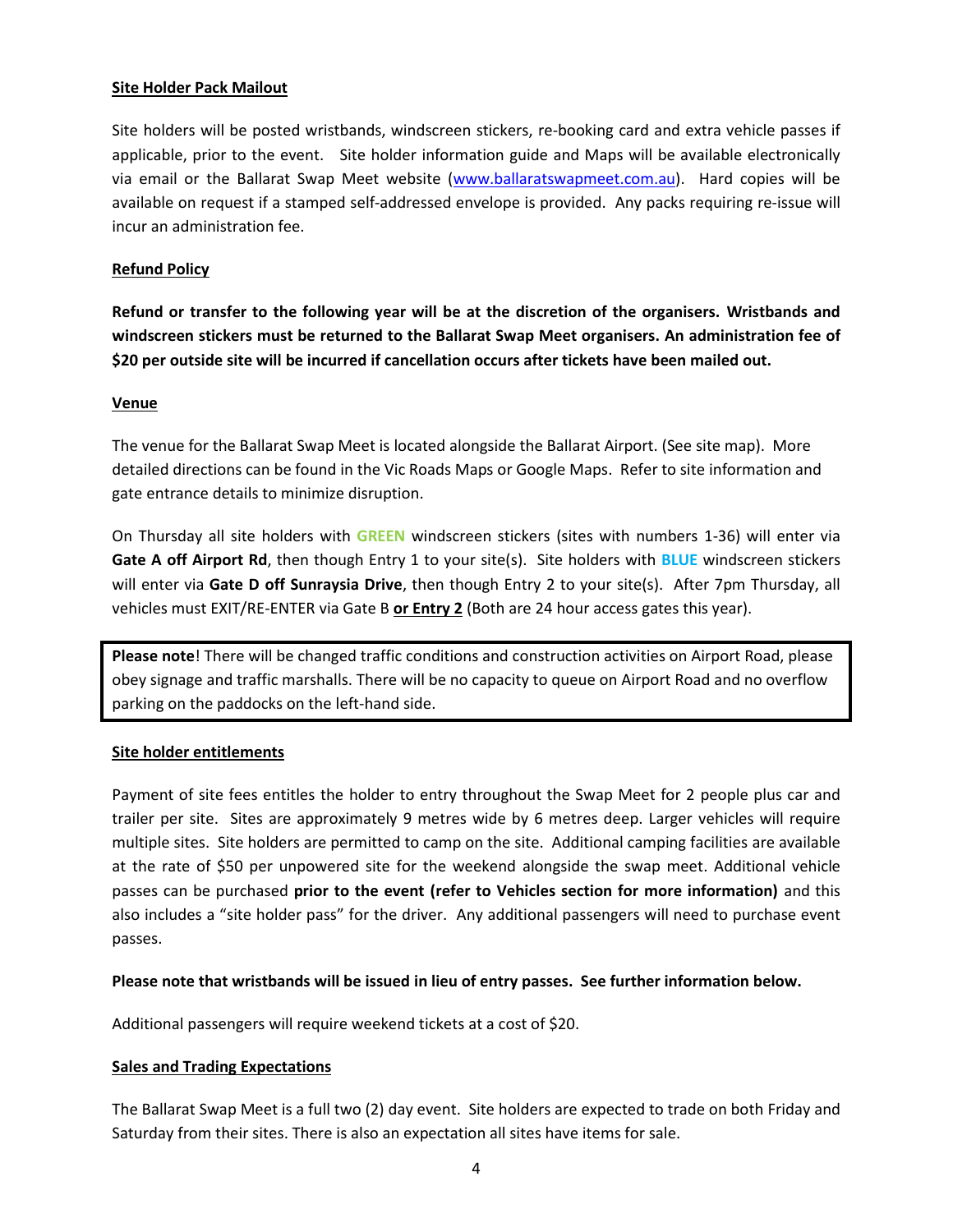## Site Holder Pack Mailout

Site holders will be posted wristbands, windscreen stickers, re-booking card and extra vehicle passes if applicable, prior to the event. Site holder information guide and Maps will be available electronically via email or the Ballarat Swap Meet website (www.ballaratswapmeet.com.au). Hard copies will be available on request if a stamped self-addressed envelope is provided. Any packs requiring re-issue will incur an administration fee.

## Refund Policy

**Refund or transfer to the following year will be at the discretion of the organisers. Wristbands and windscreen stickers must be returned to the Ballarat Swap Meet organisers. An administration fee of $20 per outside site will be incurred if cancellation occurs after tickets have been mailed out.**

## Venue

The venue for the Ballarat Swap Meet is located alongside the Ballarat Airport. (See site map). More detailed directions can be found in the Vic Roads Maps or Google Maps. Refer to site information and gate entrance details to minimize disruption.

On Thursday all site holders with **GREEN** windscreen stickers (sites with numbers 1-36) will enter via **Gate A off Airport Rd**, then though Entry 1 to your site(s). Site holders with **BLUE** windscreen stickers will enter via **Gate D off Sunraysia Drive**, then though Entry 2 to your site(s). After 7pm Thursday, all vehicles must EXIT/RE-ENTER via Gate B **or Entry 2** (Both are 24 hour access gates this year).

**Please note**! There will be changed traffic conditions and construction activities on Airport Road, please obey signage and traffic marshalls. There will be no capacity to queue on Airport Road and no overflow parking on the paddocks on the left-hand side.

## Site holder entitlements

Payment of site fees entitles the holder to entry throughout the Swap Meet for 2 people plus car and trailer per site. Sites are approximately 9 metres wide by 6 metres deep. Larger vehicles will require multiple sites. Site holders are permitted to camp on the site. Additional camping facilities are available at the rate of $50 per unpowered site for the weekend alongside the swap meet. Additional vehicle passes can be purchased **prior to the event (refer to Vehicles section for more information)** and this also includes a "site holder pass" for the driver. Any additional passengers will need to purchase event passes.

**Please note that wristbands will be issued in lieu of entry passes. See further information below.**

Additional passengers will require weekend tickets at a cost of $20.

## Sales and Trading Expectations

The Ballarat Swap Meet is a full two (2) day event. Site holders are expected to trade on both Friday and Saturday from their sites. There is also an expectation all sites have items for sale.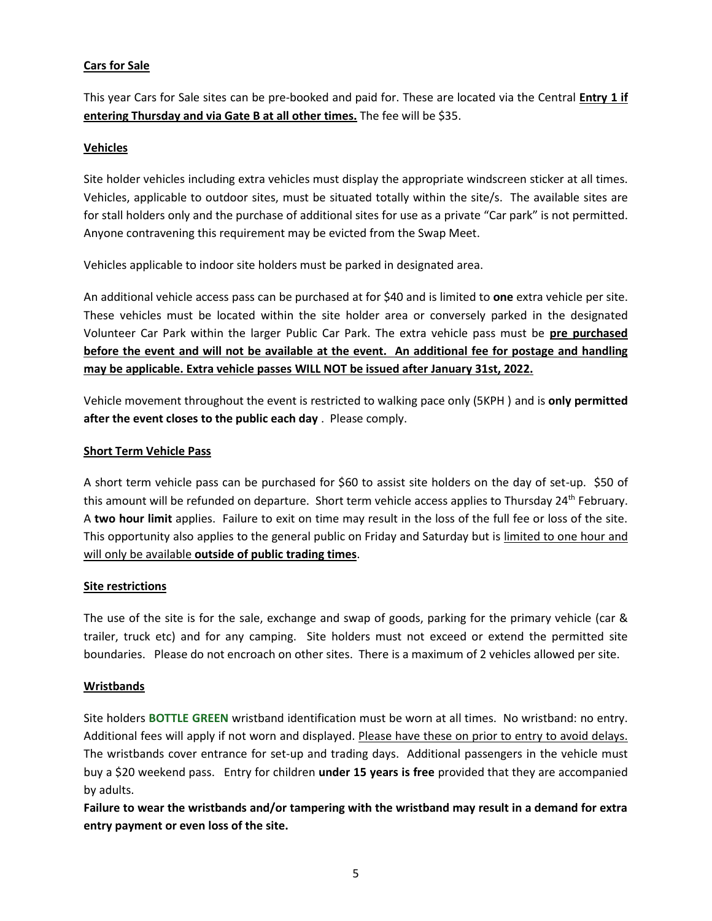## Cars for Sale

This year Cars for Sale sites can be pre-booked and paid for. These are located via the Central **Entry 1 if entering Thursday and via Gate B at all other times.** The fee will be $35.

## Vehicles

Site holder vehicles including extra vehicles must display the appropriate windscreen sticker at all times. Vehicles, applicable to outdoor sites, must be situated totally within the site/s. The available sites are for stall holders only and the purchase of additional sites for use as a private "Car park" is not permitted. Anyone contravening this requirement may be evicted from the Swap Meet.

Vehicles applicable to indoor site holders must be parked in designated area.

An additional vehicle access pass can be purchased at for $40 and is limited to **one** extra vehicle per site. These vehicles must be located within the site holder area or conversely parked in the designated Volunteer Car Park within the larger Public Car Park. The extra vehicle pass must be **pre purchased before the event and will not be available at the event. An additional fee for postage and handling may be applicable. Extra vehicle passes WILL NOT be issued after January 31st, 2022.**

Vehicle movement throughout the event is restricted to walking pace only (5KPH ) and is **only permitted after the event closes to the public each day** . Please comply.

## Short Term Vehicle Pass

A short term vehicle pass can be purchased for $60 to assist site holders on the day of set-up. $50 of this amount will be refunded on departure. Short term vehicle access applies to Thursday 24th February. A **two hour limit** applies. Failure to exit on time may result in the loss of the full fee or loss of the site. This opportunity also applies to the general public on Friday and Saturday but is limited to one hour and will only be available **outside of public trading times**.

## Site restrictions

The use of the site is for the sale, exchange and swap of goods, parking for the primary vehicle (car & trailer, truck etc) and for any camping. Site holders must not exceed or extend the permitted site boundaries. Please do not encroach on other sites. There is a maximum of 2 vehicles allowed per site.

## Wristbands

Site holders **BOTTLE GREEN** wristband identification must be worn at all times. No wristband: no entry. Additional fees will apply if not worn and displayed. Please have these on prior to entry to avoid delays. The wristbands cover entrance for set-up and trading days. Additional passengers in the vehicle must buy a $20 weekend pass. Entry for children **under 15 years is free** provided that they are accompanied by adults.

**Failure to wear the wristbands and/or tampering with the wristband may result in a demand for extra entry payment or even loss of the site.**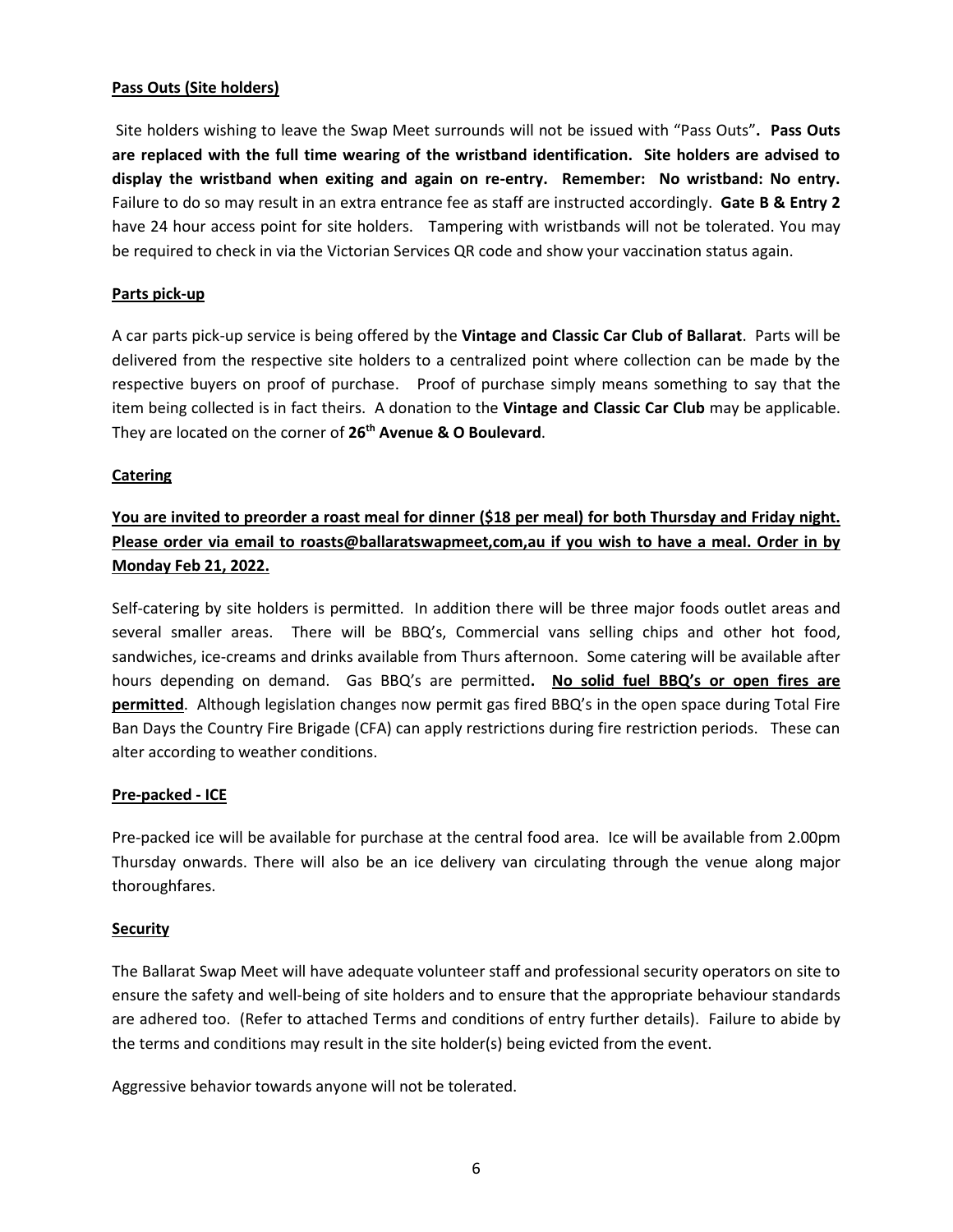**Pass Outs (Site holders)**

Site holders wishing to leave the Swap Meet surrounds will not be issued with "Pass Outs"**. Pass Outs are replaced with the full time wearing of the wristband identification. Site holders are advised to display the wristband when exiting and again on re-entry. Remember: No wristband: No entry.** Failure to do so may result in an extra entrance fee as staff are instructed accordingly. **Gate B & Entry 2** have 24 hour access point for site holders. Tampering with wristbands will not be tolerated. You may be required to check in via the Victorian Services QR code and show your vaccination status again.

**Parts pick-up**

A car parts pick-up service is being offered by the **Vintage and Classic Car Club of Ballarat**. Parts will be delivered from the respective site holders to a centralized point where collection can be made by the respective buyers on proof of purchase. Proof of purchase simply means something to say that the item being collected is in fact theirs. A donation to the **Vintage and Classic Car Club** may be applicable. They are located on the corner of **26th Avenue & O Boulevard**.

**Catering**

**You are invited to preorder a roast meal for dinner ($18 per meal) for both Thursday and Friday night. Please order via email to roasts@ballaratswapmeet,com,au if you wish to have a meal. Order in by Monday Feb 21, 2022.**

Self-catering by site holders is permitted. In addition there will be three major foods outlet areas and several smaller areas. There will be BBQ's, Commercial vans selling chips and other hot food, sandwiches, ice-creams and drinks available from Thurs afternoon. Some catering will be available after hours depending on demand. Gas BBQ's are permitted**. No solid fuel BBQ's or open fires are permitted**. Although legislation changes now permit gas fired BBQ's in the open space during Total Fire Ban Days the Country Fire Brigade (CFA) can apply restrictions during fire restriction periods. These can alter according to weather conditions.

**Pre-packed - ICE**

Pre-packed ice will be available for purchase at the central food area. Ice will be available from 2.00pm Thursday onwards. There will also be an ice delivery van circulating through the venue along major thoroughfares.

**Security**

The Ballarat Swap Meet will have adequate volunteer staff and professional security operators on site to ensure the safety and well-being of site holders and to ensure that the appropriate behaviour standards are adhered too. (Refer to attached Terms and conditions of entry further details). Failure to abide by the terms and conditions may result in the site holder(s) being evicted from the event.

Aggressive behavior towards anyone will not be tolerated.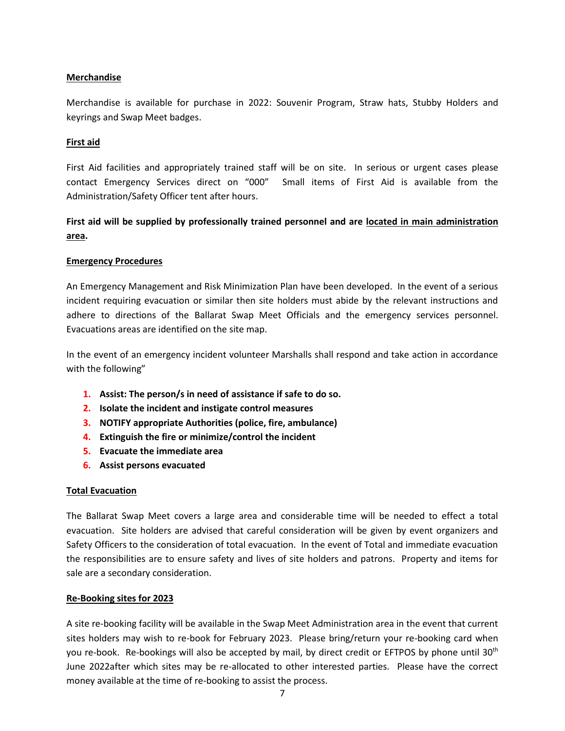**Merchandise**

Merchandise is available for purchase in 2022: Souvenir Program, Straw hats, Stubby Holders and keyrings and Swap Meet badges.

**First aid**

First Aid facilities and appropriately trained staff will be on site. In serious or urgent cases please contact Emergency Services direct on "000" Small items of First Aid is available from the Administration/Safety Officer tent after hours.

**First aid will be supplied by professionally trained personnel and are located in main administration area.**

**Emergency Procedures**

An Emergency Management and Risk Minimization Plan have been developed. In the event of a serious incident requiring evacuation or similar then site holders must abide by the relevant instructions and adhere to directions of the Ballarat Swap Meet Officials and the emergency services personnel. Evacuations areas are identified on the site map.

In the event of an emergency incident volunteer Marshalls shall respond and take action in accordance with the following"

1. **Assist: The person/s in need of assistance if safe to do so.**
2. **Isolate the incident and instigate control measures**
3. **NOTIFY appropriate Authorities (police, fire, ambulance)**
4. **Extinguish the fire or minimize/control the incident**
5. **Evacuate the immediate area**
6. **Assist persons evacuated**

**Total Evacuation**

The Ballarat Swap Meet covers a large area and considerable time will be needed to effect a total evacuation. Site holders are advised that careful consideration will be given by event organizers and Safety Officers to the consideration of total evacuation. In the event of Total and immediate evacuation the responsibilities are to ensure safety and lives of site holders and patrons. Property and items for sale are a secondary consideration.

**Re-Booking sites for 2023**

A site re-booking facility will be available in the Swap Meet Administration area in the event that current sites holders may wish to re-book for February 2023. Please bring/return your re-booking card when you re-book. Re-bookings will also be accepted by mail, by direct credit or EFTPOS by phone until 30th June 2022after which sites may be re-allocated to other interested parties. Please have the correct money available at the time of re-booking to assist the process.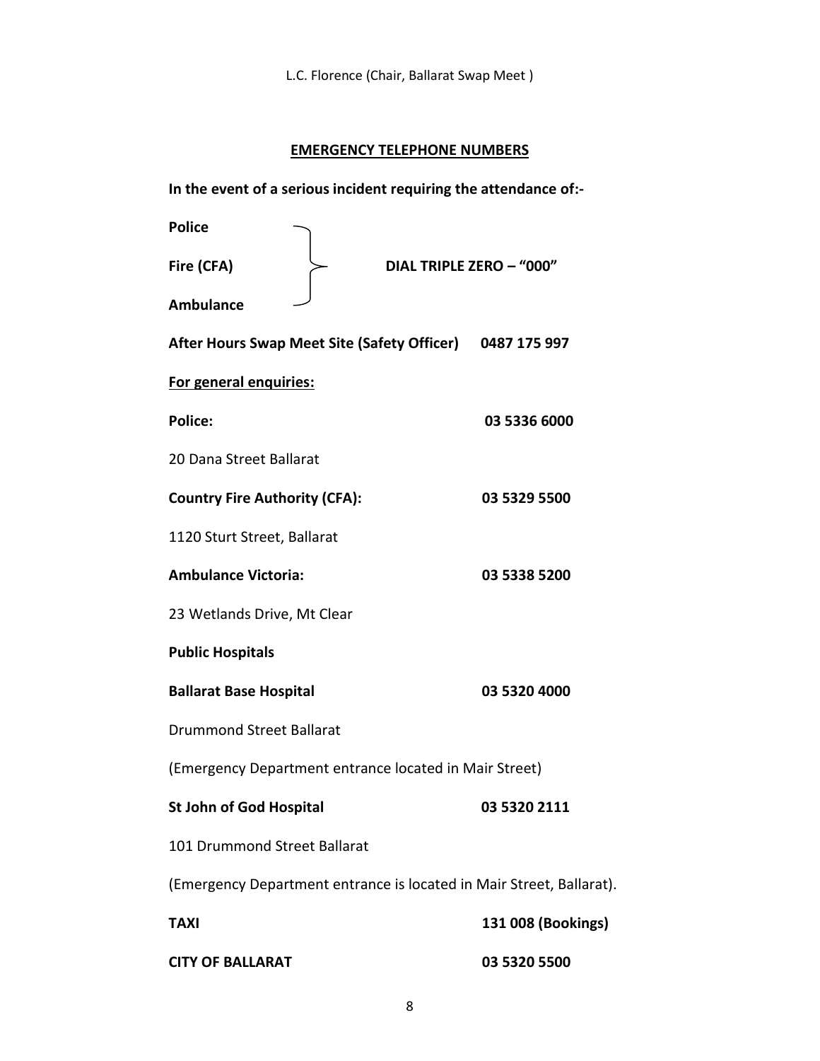L.C. Florence (Chair, Ballarat Swap Meet )

## EMERGENCY TELEPHONE NUMBERS

**In the event of a serious incident requiring the attendance of:-**

| | |
|---|---|
| **Police** | |
| **Fire (CFA)** | **DIAL TRIPLE ZERO – "000"** |
| **Ambulance** | |

**After Hours Swap Meet Site (Safety Officer)** **0487 175 997**

**For general enquiries:**

| | |
|---|---|
| **Police:** | **03 5336 6000** |
| 20 Dana Street Ballarat | |
| **Country Fire Authority (CFA):** | **03 5329 5500** |
| 1120 Sturt Street, Ballarat | |
| **Ambulance Victoria:** | **03 5338 5200** |
| 23 Wetlands Drive, Mt Clear | |
| **Public Hospitals** | |
| **Ballarat Base Hospital** | **03 5320 4000** |
| Drummond Street Ballarat | |
| (Emergency Department entrance located in Mair Street) | |
| **St John of God Hospital** | **03 5320 2111** |
| 101 Drummond Street Ballarat | |
| (Emergency Department entrance is located in Mair Street, Ballarat). | |
| **TAXI** | **131 008 (Bookings)** |
| **CITY OF BALLARAT** | **03 5320 5500** |